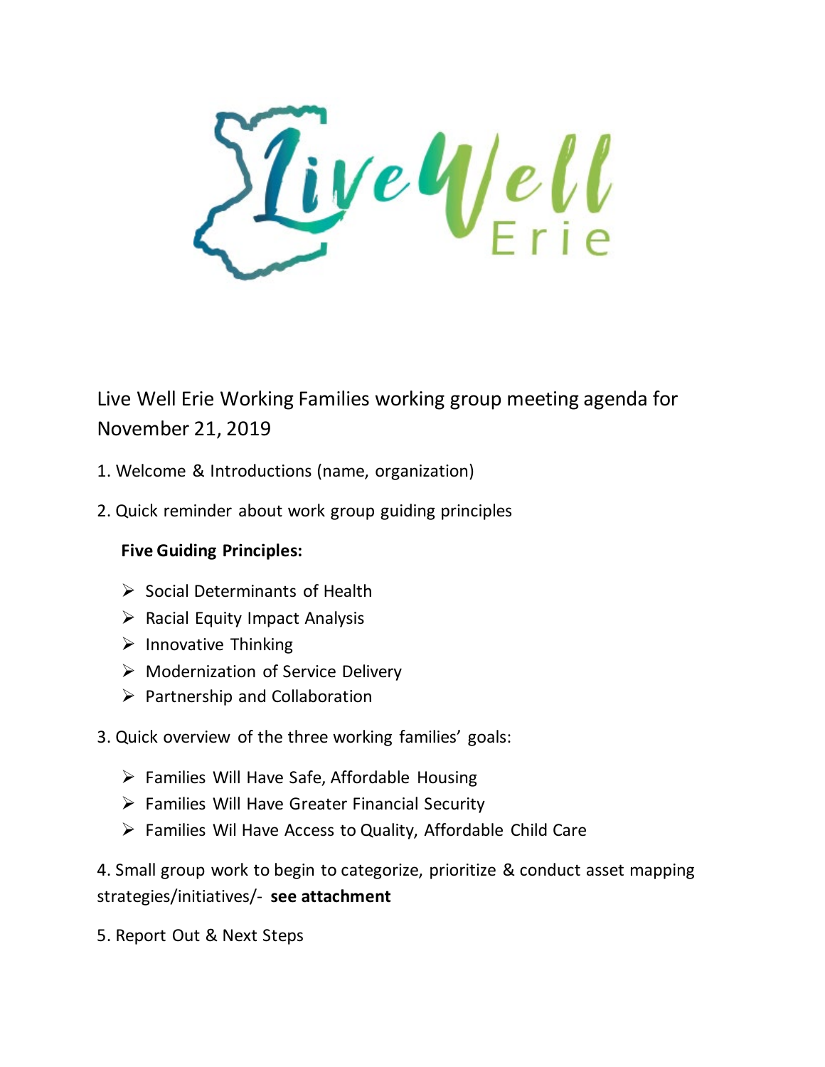Live Well Erie

Live Well Erie Working Families working group meeting agenda for November 21, 2019

1. Welcome & Introductions (name, organization)

2. Quick reminder about work group guiding principles

   **Five Guiding Principles:**

   - Social Determinants of Health
   - Racial Equity Impact Analysis
   - Innovative Thinking
   - Modernization of Service Delivery
   - Partnership and Collaboration

3. Quick overview of the three working families' goals:

   - Families Will Have Safe, Affordable Housing
   - Families Will Have Greater Financial Security
   - Families Wil Have Access to Quality, Affordable Child Care

4. Small group work to begin to categorize, prioritize & conduct asset mapping strategies/initiatives/- **see attachment**

5. Report Out & Next Steps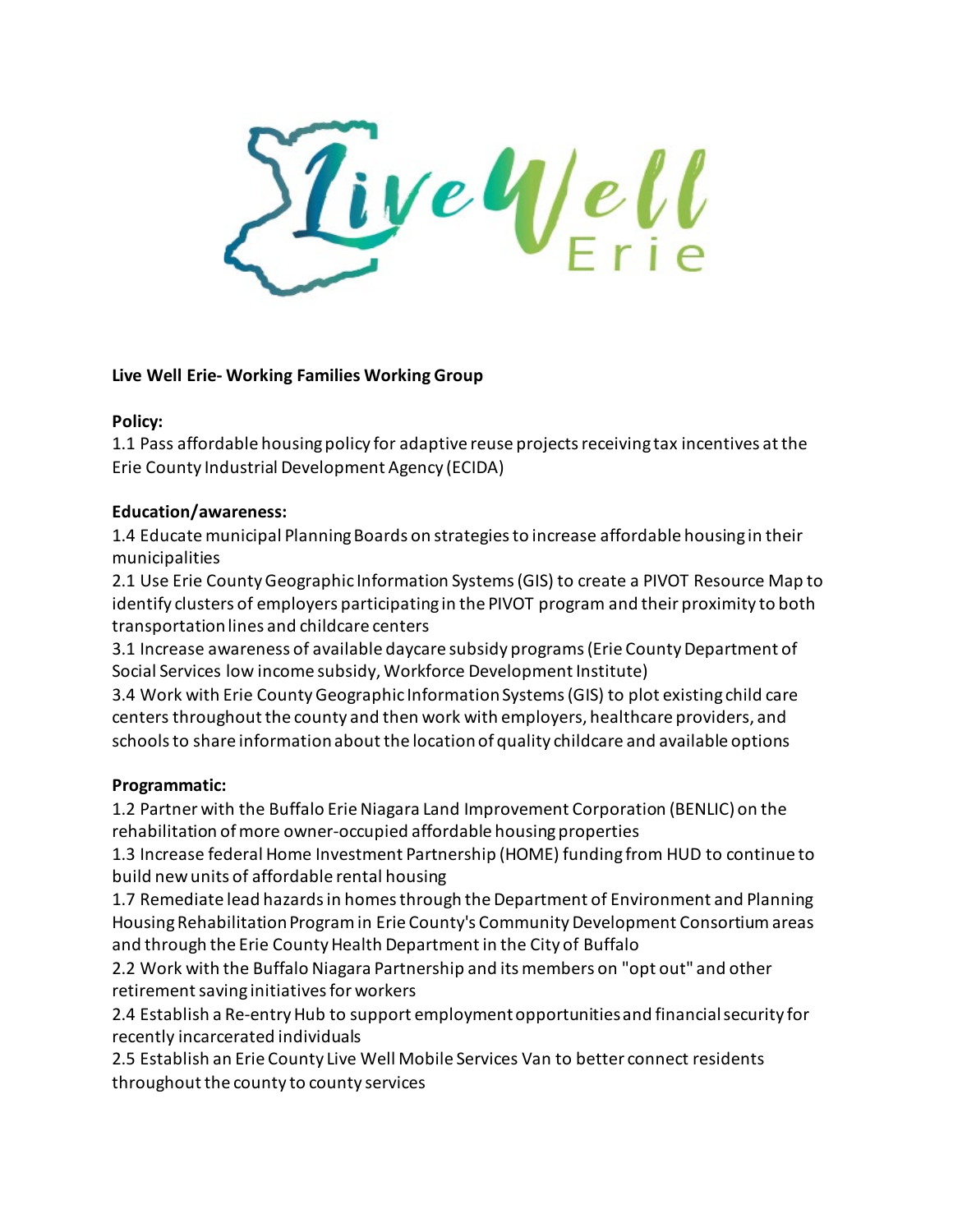**Live Well Erie- Working Families Working Group**

**Policy:**

1.1 Pass affordable housing policy for adaptive reuse projects receiving tax incentives at the Erie County Industrial Development Agency (ECIDA)

**Education/awareness:**

1.4 Educate municipal Planning Boards on strategies to increase affordable housing in their municipalities

2.1 Use Erie County Geographic Information Systems (GIS) to create a PIVOT Resource Map to identify clusters of employers participating in the PIVOT program and their proximity to both transportation lines and childcare centers

3.1 Increase awareness of available daycare subsidy programs (Erie County Department of Social Services low income subsidy, Workforce Development Institute)

3.4 Work with Erie County Geographic Information Systems (GIS) to plot existing child care centers throughout the county and then work with employers, healthcare providers, and schools to share information about the location of quality childcare and available options

**Programmatic:**

1.2 Partner with the Buffalo Erie Niagara Land Improvement Corporation (BENLIC) on the rehabilitation of more owner-occupied affordable housing properties

1.3 Increase federal Home Investment Partnership (HOME) funding from HUD to continue to build new units of affordable rental housing

1.7 Remediate lead hazards in homes through the Department of Environment and Planning Housing Rehabilitation Program in Erie County's Community Development Consortium areas and through the Erie County Health Department in the City of Buffalo

2.2 Work with the Buffalo Niagara Partnership and its members on "opt out" and other retirement saving initiatives for workers

2.4 Establish a Re-entry Hub to support employment opportunities and financial security for recently incarcerated individuals

2.5 Establish an Erie County Live Well Mobile Services Van to better connect residents throughout the county to county services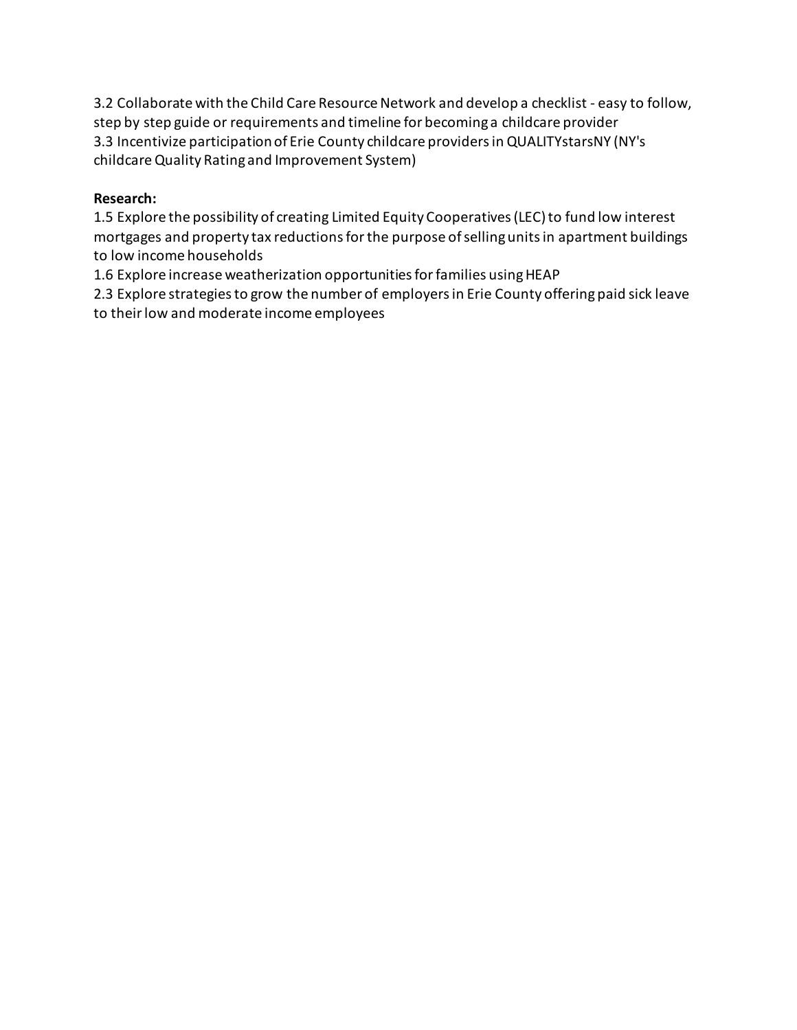3.2 Collaborate with the Child Care Resource Network and develop a checklist - easy to follow, step by step guide or requirements and timeline for becoming a childcare provider
3.3 Incentivize participation of Erie County childcare providers in QUALITYstarsNY (NY's childcare Quality Rating and Improvement System)

**Research:**
1.5 Explore the possibility of creating Limited Equity Cooperatives (LEC) to fund low interest mortgages and property tax reductions for the purpose of selling units in apartment buildings to low income households
1.6 Explore increase weatherization opportunities for families using HEAP
2.3 Explore strategies to grow the number of employers in Erie County offering paid sick leave to their low and moderate income employees